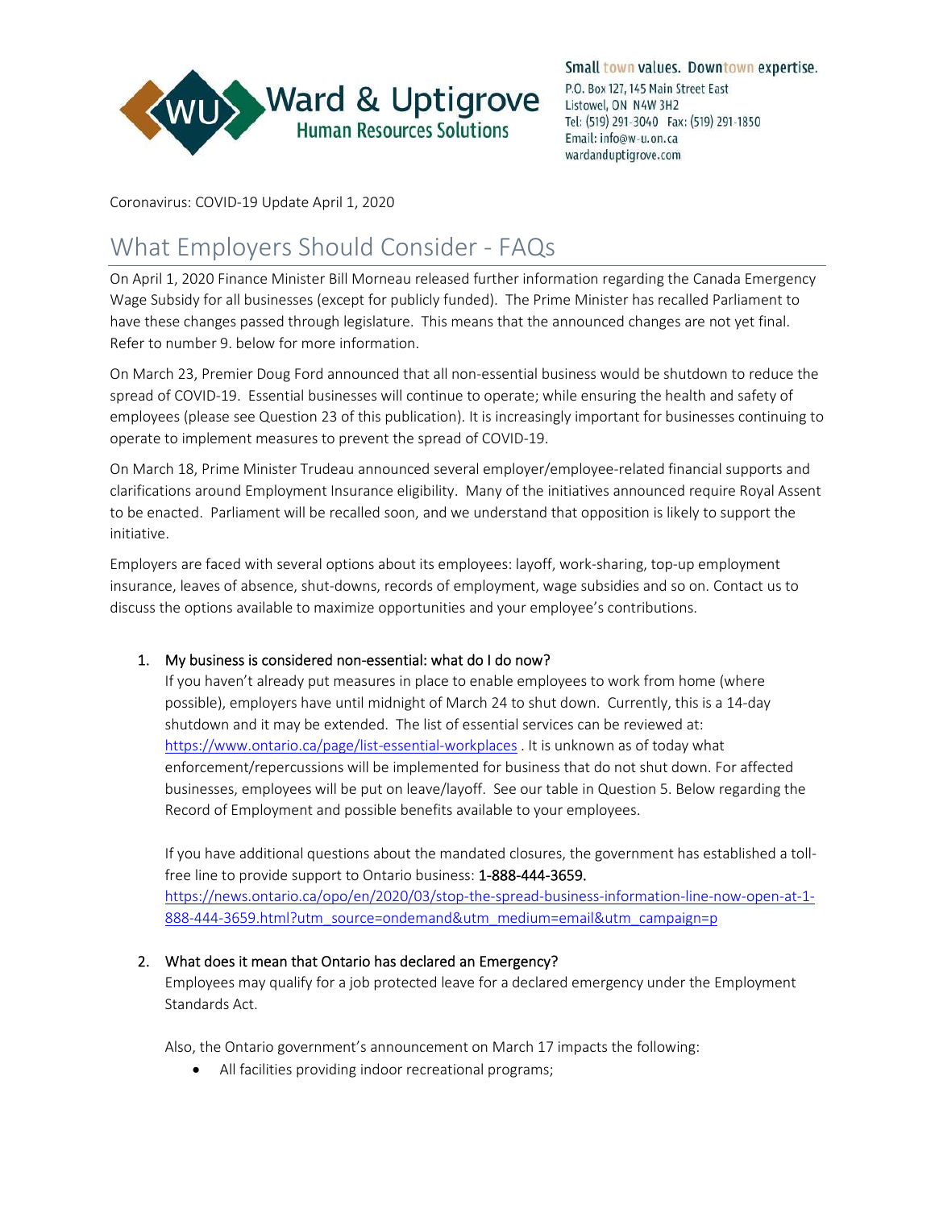Ward & Uptigrove
Human Resources Solutions

Small town values. Downtown expertise.
P.O. Box 127, 145 Main Street East
Listowel, ON N4W 3H2
Tel: (519) 291-3040 Fax: (519) 291-1850
Email: info@w-u.on.ca
wardanduptigrove.com

Coronavirus: COVID-19 Update April 1, 2020

# What Employers Should Consider - FAQs

On April 1, 2020 Finance Minister Bill Morneau released further information regarding the Canada Emergency Wage Subsidy for all businesses (except for publicly funded). The Prime Minister has recalled Parliament to have these changes passed through legislature. This means that the announced changes are not yet final. Refer to number 9. below for more information.

On March 23, Premier Doug Ford announced that all non-essential business would be shutdown to reduce the spread of COVID-19. Essential businesses will continue to operate; while ensuring the health and safety of employees (please see Question 23 of this publication). It is increasingly important for businesses continuing to operate to implement measures to prevent the spread of COVID-19.

On March 18, Prime Minister Trudeau announced several employer/employee-related financial supports and clarifications around Employment Insurance eligibility. Many of the initiatives announced require Royal Assent to be enacted. Parliament will be recalled soon, and we understand that opposition is likely to support the initiative.

Employers are faced with several options about its employees: layoff, work-sharing, top-up employment insurance, leaves of absence, shut-downs, records of employment, wage subsidies and so on. Contact us to discuss the options available to maximize opportunities and your employee's contributions.

1. My business is considered non-essential: what do I do now?

   If you haven't already put measures in place to enable employees to work from home (where possible), employers have until midnight of March 24 to shut down. Currently, this is a 14-day shutdown and it may be extended. The list of essential services can be reviewed at: https://www.ontario.ca/page/list-essential-workplaces . It is unknown as of today what enforcement/repercussions will be implemented for business that do not shut down. For affected businesses, employees will be put on leave/layoff. See our table in Question 5. Below regarding the Record of Employment and possible benefits available to your employees.

   If you have additional questions about the mandated closures, the government has established a toll-free line to provide support to Ontario business: **1-888-444-3659.**
   https://news.ontario.ca/opo/en/2020/03/stop-the-spread-business-information-line-now-open-at-1-888-444-3659.html?utm_source=ondemand&utm_medium=email&utm_campaign=p

2. What does it mean that Ontario has declared an Emergency?

   Employees may qualify for a job protected leave for a declared emergency under the Employment Standards Act.

   Also, the Ontario government's announcement on March 17 impacts the following:

   - All facilities providing indoor recreational programs;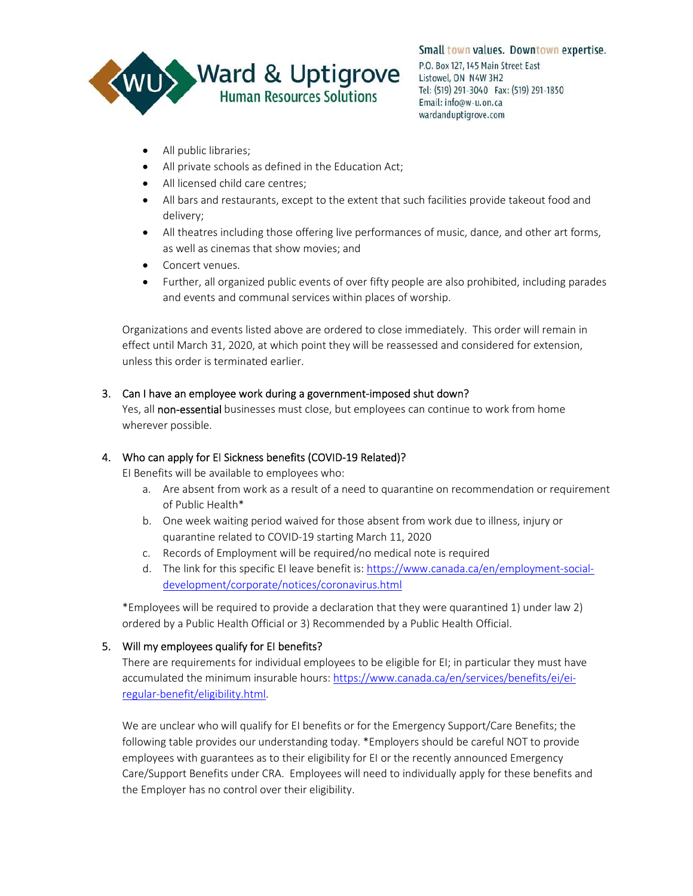- All public libraries;
- All private schools as defined in the Education Act;
- All licensed child care centres;
- All bars and restaurants, except to the extent that such facilities provide takeout food and delivery;
- All theatres including those offering live performances of music, dance, and other art forms, as well as cinemas that show movies; and
- Concert venues.
- Further, all organized public events of over fifty people are also prohibited, including parades and events and communal services within places of worship.

Organizations and events listed above are ordered to close immediately. This order will remain in effect until March 31, 2020, at which point they will be reassessed and considered for extension, unless this order is terminated earlier.

3. Can I have an employee work during a government-imposed shut down?

   Yes, all non-essential businesses must close, but employees can continue to work from home wherever possible.

4. Who can apply for EI Sickness benefits (COVID-19 Related)?

   EI Benefits will be available to employees who:

   a. Are absent from work as a result of a need to quarantine on recommendation or requirement of Public Health*
   b. One week waiting period waived for those absent from work due to illness, injury or quarantine related to COVID-19 starting March 11, 2020
   c. Records of Employment will be required/no medical note is required
   d. The link for this specific EI leave benefit is: https://www.canada.ca/en/employment-social-development/corporate/notices/coronavirus.html

   *Employees will be required to provide a declaration that they were quarantined 1) under law 2) ordered by a Public Health Official or 3) Recommended by a Public Health Official.

5. Will my employees qualify for EI benefits?

   There are requirements for individual employees to be eligible for EI; in particular they must have accumulated the minimum insurable hours: https://www.canada.ca/en/services/benefits/ei/ei-regular-benefit/eligibility.html.

   We are unclear who will qualify for EI benefits or for the Emergency Support/Care Benefits; the following table provides our understanding today. *Employers should be careful NOT to provide employees with guarantees as to their eligibility for EI or the recently announced Emergency Care/Support Benefits under CRA. Employees will need to individually apply for these benefits and the Employer has no control over their eligibility.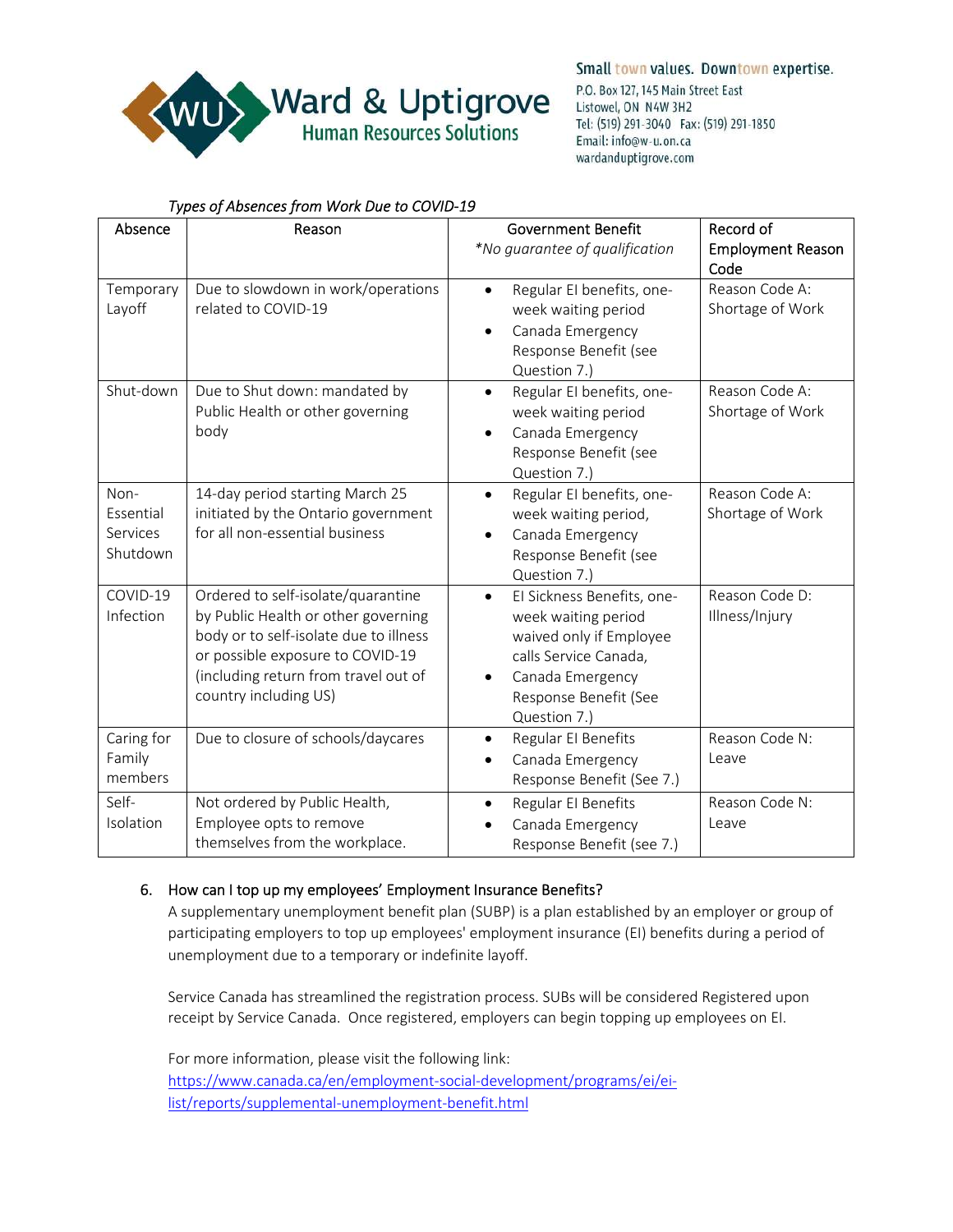*Types of Absences from Work Due to COVID-19*

| Absence | Reason | Government Benefit *\*No guarantee of qualification* | Record of Employment Reason Code |
|---|---|---|---|
| Temporary Layoff | Due to slowdown in work/operations related to COVID-19 | • Regular EI benefits, one-week waiting period<br>• Canada Emergency Response Benefit (see Question 7.) | Reason Code A: Shortage of Work |
| Shut-down | Due to Shut down: mandated by Public Health or other governing body | • Regular EI benefits, one-week waiting period<br>• Canada Emergency Response Benefit (see Question 7.) | Reason Code A: Shortage of Work |
| Non-Essential Services Shutdown | 14-day period starting March 25 initiated by the Ontario government for all non-essential business | • Regular EI benefits, one-week waiting period,<br>• Canada Emergency Response Benefit (see Question 7.) | Reason Code A: Shortage of Work |
| COVID-19 Infection | Ordered to self-isolate/quarantine by Public Health or other governing body or to self-isolate due to illness or possible exposure to COVID-19 (including return from travel out of country including US) | • EI Sickness Benefits, one-week waiting period waived only if Employee calls Service Canada,<br>• Canada Emergency Response Benefit (See Question 7.) | Reason Code D: Illness/Injury |
| Caring for Family members | Due to closure of schools/daycares | • Regular EI Benefits<br>• Canada Emergency Response Benefit (See 7.) | Reason Code N: Leave |
| Self-Isolation | Not ordered by Public Health, Employee opts to remove themselves from the workplace. | • Regular EI Benefits<br>• Canada Emergency Response Benefit (see 7.) | Reason Code N: Leave |

6. How can I top up my employees' Employment Insurance Benefits?

A supplementary unemployment benefit plan (SUBP) is a plan established by an employer or group of participating employers to top up employees' employment insurance (EI) benefits during a period of unemployment due to a temporary or indefinite layoff.

Service Canada has streamlined the registration process. SUBs will be considered Registered upon receipt by Service Canada. Once registered, employers can begin topping up employees on EI.

For more information, please visit the following link:
[https://www.canada.ca/en/employment-social-development/programs/ei/ei-list/reports/supplemental-unemployment-benefit.html](https://www.canada.ca/en/employment-social-development/programs/ei/ei-list/reports/supplemental-unemployment-benefit.html)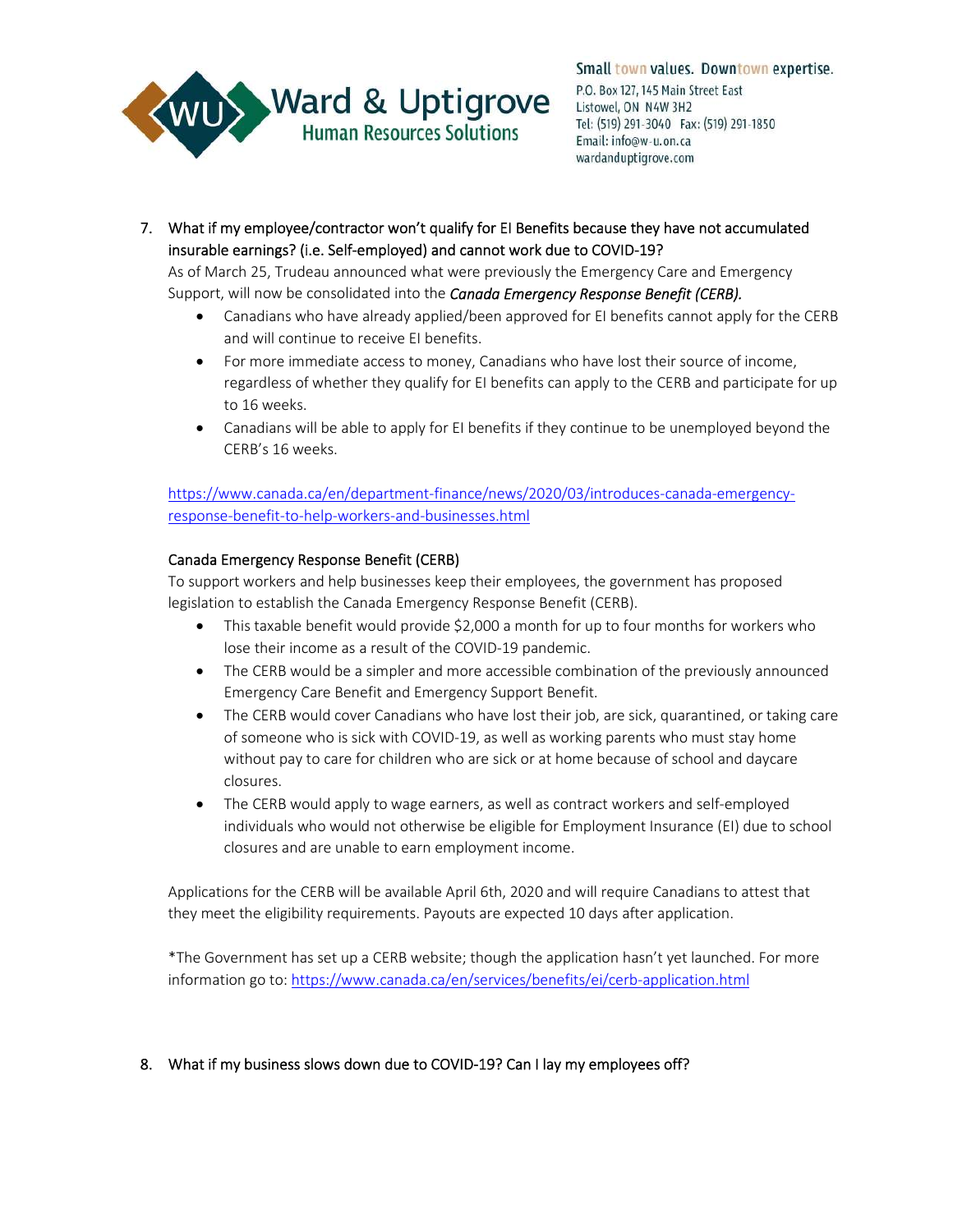7. What if my employee/contractor won't qualify for EI Benefits because they have not accumulated insurable earnings? (i.e. Self-employed) and cannot work due to COVID-19?

   As of March 25, Trudeau announced what were previously the Emergency Care and Emergency Support, will now be consolidated into the ***Canada Emergency Response Benefit (CERB).***

   - Canadians who have already applied/been approved for EI benefits cannot apply for the CERB and will continue to receive EI benefits.
   - For more immediate access to money, Canadians who have lost their source of income, regardless of whether they qualify for EI benefits can apply to the CERB and participate for up to 16 weeks.
   - Canadians will be able to apply for EI benefits if they continue to be unemployed beyond the CERB's 16 weeks.

   https://www.canada.ca/en/department-finance/news/2020/03/introduces-canada-emergency-response-benefit-to-help-workers-and-businesses.html

   Canada Emergency Response Benefit (CERB)

   To support workers and help businesses keep their employees, the government has proposed legislation to establish the Canada Emergency Response Benefit (CERB).

   - This taxable benefit would provide $2,000 a month for up to four months for workers who lose their income as a result of the COVID-19 pandemic.
   - The CERB would be a simpler and more accessible combination of the previously announced Emergency Care Benefit and Emergency Support Benefit.
   - The CERB would cover Canadians who have lost their job, are sick, quarantined, or taking care of someone who is sick with COVID-19, as well as working parents who must stay home without pay to care for children who are sick or at home because of school and daycare closures.
   - The CERB would apply to wage earners, as well as contract workers and self-employed individuals who would not otherwise be eligible for Employment Insurance (EI) due to school closures and are unable to earn employment income.

   Applications for the CERB will be available April 6th, 2020 and will require Canadians to attest that they meet the eligibility requirements. Payouts are expected 10 days after application.

   *The Government has set up a CERB website; though the application hasn't yet launched. For more information go to: https://www.canada.ca/en/services/benefits/ei/cerb-application.html

8. What if my business slows down due to COVID-19? Can I lay my employees off?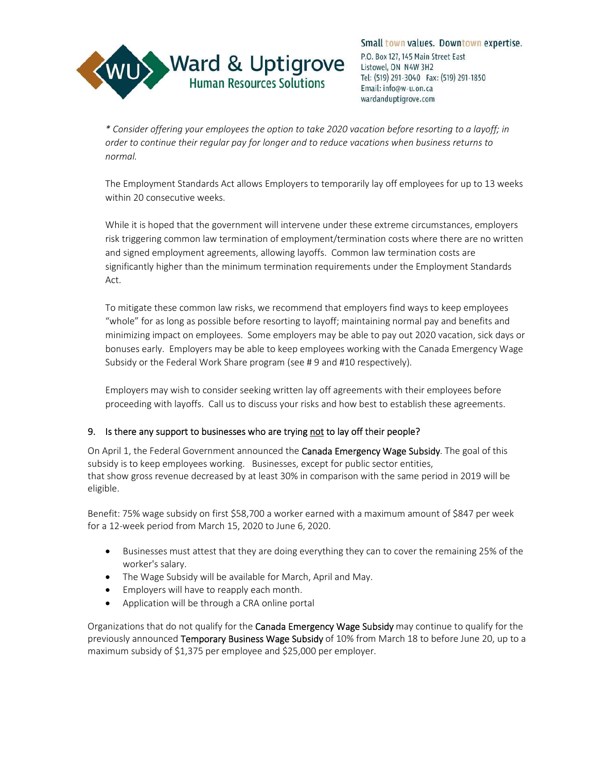*\* Consider offering your employees the option to take 2020 vacation before resorting to a layoff; in order to continue their regular pay for longer and to reduce vacations when business returns to normal.*

The Employment Standards Act allows Employers to temporarily lay off employees for up to 13 weeks within 20 consecutive weeks.

While it is hoped that the government will intervene under these extreme circumstances, employers risk triggering common law termination of employment/termination costs where there are no written and signed employment agreements, allowing layoffs. Common law termination costs are significantly higher than the minimum termination requirements under the Employment Standards Act.

To mitigate these common law risks, we recommend that employers find ways to keep employees "whole" for as long as possible before resorting to layoff; maintaining normal pay and benefits and minimizing impact on employees. Some employers may be able to pay out 2020 vacation, sick days or bonuses early. Employers may be able to keep employees working with the Canada Emergency Wage Subsidy or the Federal Work Share program (see # 9 and #10 respectively).

Employers may wish to consider seeking written lay off agreements with their employees before proceeding with layoffs. Call us to discuss your risks and how best to establish these agreements.

## 9. Is there any support to businesses who are trying <u>not</u> to lay off their people?

On April 1, the Federal Government announced the **Canada Emergency Wage Subsidy**. The goal of this subsidy is to keep employees working. Businesses, except for public sector entities, that show gross revenue decreased by at least 30% in comparison with the same period in 2019 will be eligible.

Benefit: 75% wage subsidy on first $58,700 a worker earned with a maximum amount of $847 per week for a 12-week period from March 15, 2020 to June 6, 2020.

- Businesses must attest that they are doing everything they can to cover the remaining 25% of the worker's salary.
- The Wage Subsidy will be available for March, April and May.
- Employers will have to reapply each month.
- Application will be through a CRA online portal

Organizations that do not qualify for the **Canada Emergency Wage Subsidy** may continue to qualify for the previously announced **Temporary Business Wage Subsidy** of 10% from March 18 to before June 20, up to a maximum subsidy of $1,375 per employee and $25,000 per employer.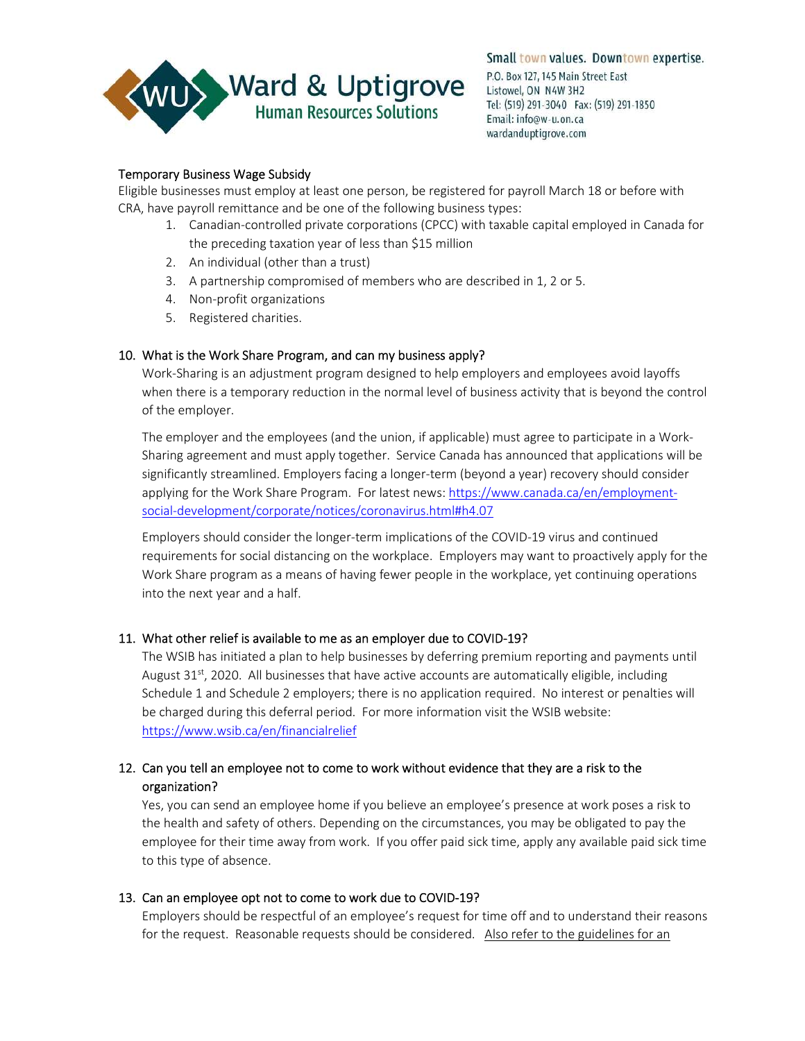Temporary Business Wage Subsidy

Eligible businesses must employ at least one person, be registered for payroll March 18 or before with CRA, have payroll remittance and be one of the following business types:

1. Canadian-controlled private corporations (CPCC) with taxable capital employed in Canada for the preceding taxation year of less than $15 million
2. An individual (other than a trust)
3. A partnership compromised of members who are described in 1, 2 or 5.
4. Non-profit organizations
5. Registered charities.

## 10. What is the Work Share Program, and can my business apply?

Work-Sharing is an adjustment program designed to help employers and employees avoid layoffs when there is a temporary reduction in the normal level of business activity that is beyond the control of the employer.

The employer and the employees (and the union, if applicable) must agree to participate in a Work-Sharing agreement and must apply together. Service Canada has announced that applications will be significantly streamlined. Employers facing a longer-term (beyond a year) recovery should consider applying for the Work Share Program. For latest news: [https://www.canada.ca/en/employment-social-development/corporate/notices/coronavirus.html#h4.07](https://www.canada.ca/en/employment-social-development/corporate/notices/coronavirus.html#h4.07)

Employers should consider the longer-term implications of the COVID-19 virus and continued requirements for social distancing on the workplace. Employers may want to proactively apply for the Work Share program as a means of having fewer people in the workplace, yet continuing operations into the next year and a half.

## 11. What other relief is available to me as an employer due to COVID-19?

The WSIB has initiated a plan to help businesses by deferring premium reporting and payments until August 31st, 2020. All businesses that have active accounts are automatically eligible, including Schedule 1 and Schedule 2 employers; there is no application required. No interest or penalties will be charged during this deferral period. For more information visit the WSIB website: [https://www.wsib.ca/en/financialrelief](https://www.wsib.ca/en/financialrelief)

## 12. Can you tell an employee not to come to work without evidence that they are a risk to the organization?

Yes, you can send an employee home if you believe an employee's presence at work poses a risk to the health and safety of others. Depending on the circumstances, you may be obligated to pay the employee for their time away from work. If you offer paid sick time, apply any available paid sick time to this type of absence.

## 13. Can an employee opt not to come to work due to COVID-19?

Employers should be respectful of an employee's request for time off and to understand their reasons for the request. Reasonable requests should be considered. Also refer to the guidelines for an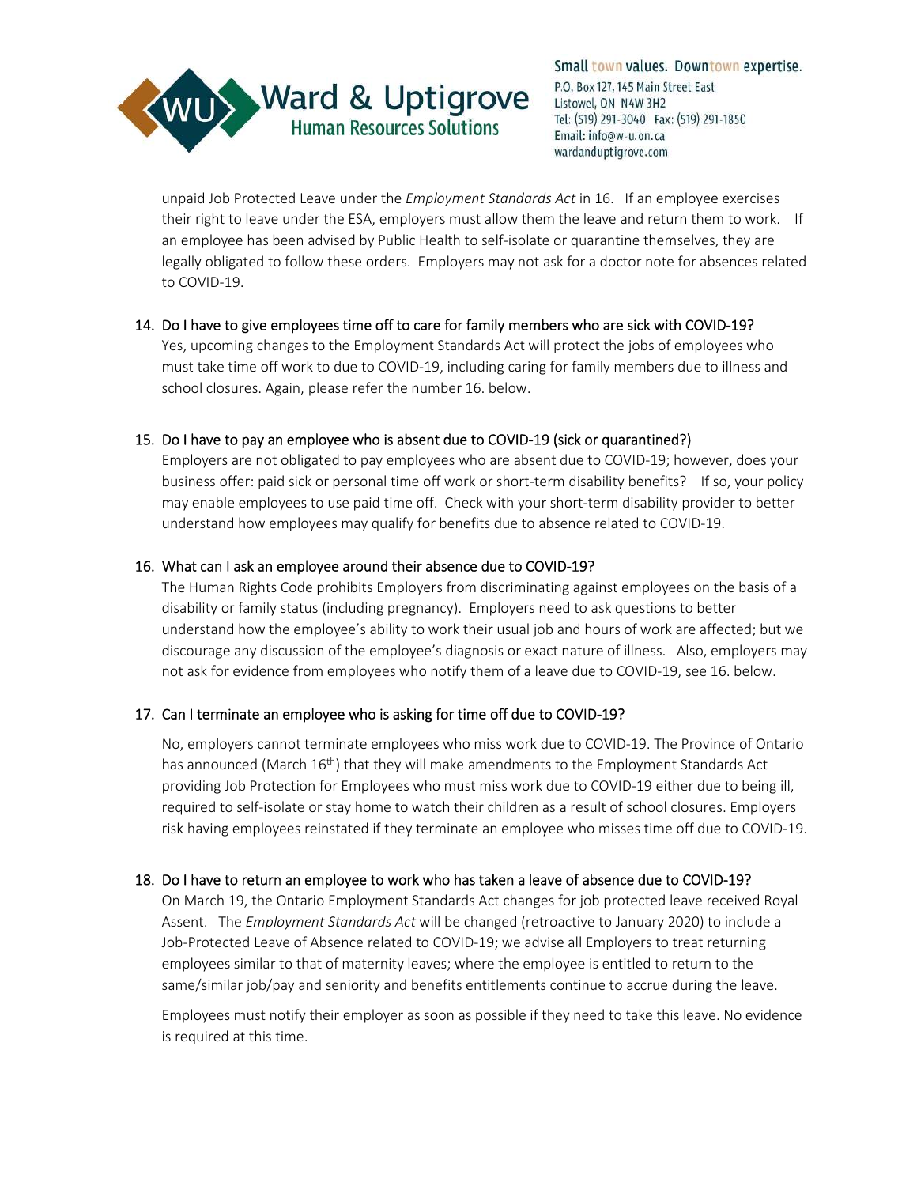unpaid Job Protected Leave under the *Employment Standards Act* in 16. If an employee exercises their right to leave under the ESA, employers must allow them the leave and return them to work. If an employee has been advised by Public Health to self-isolate or quarantine themselves, they are legally obligated to follow these orders. Employers may not ask for a doctor note for absences related to COVID-19.

14. **Do I have to give employees time off to care for family members who are sick with COVID-19?**
    Yes, upcoming changes to the Employment Standards Act will protect the jobs of employees who must take time off work to due to COVID-19, including caring for family members due to illness and school closures. Again, please refer the number 16. below.

15. **Do I have to pay an employee who is absent due to COVID-19 (sick or quarantined?)**
    Employers are not obligated to pay employees who are absent due to COVID-19; however, does your business offer: paid sick or personal time off work or short-term disability benefits? If so, your policy may enable employees to use paid time off. Check with your short-term disability provider to better understand how employees may qualify for benefits due to absence related to COVID-19.

16. **What can I ask an employee around their absence due to COVID-19?**
    The Human Rights Code prohibits Employers from discriminating against employees on the basis of a disability or family status (including pregnancy). Employers need to ask questions to better understand how the employee's ability to work their usual job and hours of work are affected; but we discourage any discussion of the employee's diagnosis or exact nature of illness. Also, employers may not ask for evidence from employees who notify them of a leave due to COVID-19, see 16. below.

17. **Can I terminate an employee who is asking for time off due to COVID-19?**

    No, employers cannot terminate employees who miss work due to COVID-19. The Province of Ontario has announced (March 16th) that they will make amendments to the Employment Standards Act providing Job Protection for Employees who must miss work due to COVID-19 either due to being ill, required to self-isolate or stay home to watch their children as a result of school closures. Employers risk having employees reinstated if they terminate an employee who misses time off due to COVID-19.

18. **Do I have to return an employee to work who has taken a leave of absence due to COVID-19?**
    On March 19, the Ontario Employment Standards Act changes for job protected leave received Royal Assent. The *Employment Standards Act* will be changed (retroactive to January 2020) to include a Job-Protected Leave of Absence related to COVID-19; we advise all Employers to treat returning employees similar to that of maternity leaves; where the employee is entitled to return to the same/similar job/pay and seniority and benefits entitlements continue to accrue during the leave.

    Employees must notify their employer as soon as possible if they need to take this leave. No evidence is required at this time.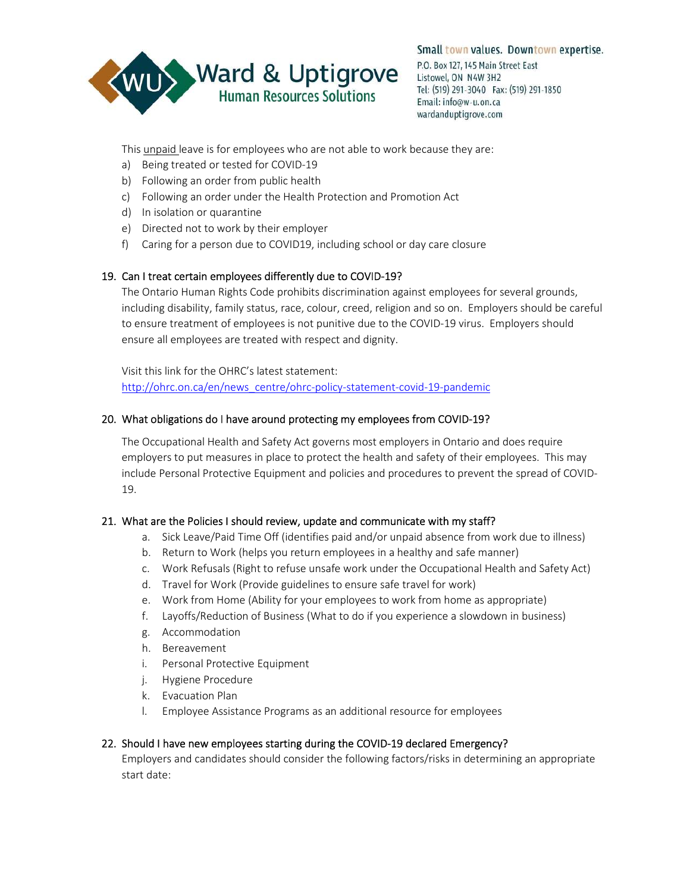This <u>unpaid</u> leave is for employees who are not able to work because they are:

a) Being treated or tested for COVID-19
b) Following an order from public health
c) Following an order under the Health Protection and Promotion Act
d) In isolation or quarantine
e) Directed not to work by their employer
f) Caring for a person due to COVID19, including school or day care closure

### 19. Can I treat certain employees differently due to COVID-19?

The Ontario Human Rights Code prohibits discrimination against employees for several grounds, including disability, family status, race, colour, creed, religion and so on. Employers should be careful to ensure treatment of employees is not punitive due to the COVID-19 virus. Employers should ensure all employees are treated with respect and dignity.

Visit this link for the OHRC's latest statement:
[http://ohrc.on.ca/en/news_centre/ohrc-policy-statement-covid-19-pandemic](http://ohrc.on.ca/en/news_centre/ohrc-policy-statement-covid-19-pandemic)

### 20. What obligations do I have around protecting my employees from COVID-19?

The Occupational Health and Safety Act governs most employers in Ontario and does require employers to put measures in place to protect the health and safety of their employees. This may include Personal Protective Equipment and policies and procedures to prevent the spread of COVID-19.

### 21. What are the Policies I should review, update and communicate with my staff?

a. Sick Leave/Paid Time Off (identifies paid and/or unpaid absence from work due to illness)
b. Return to Work (helps you return employees in a healthy and safe manner)
c. Work Refusals (Right to refuse unsafe work under the Occupational Health and Safety Act)
d. Travel for Work (Provide guidelines to ensure safe travel for work)
e. Work from Home (Ability for your employees to work from home as appropriate)
f. Layoffs/Reduction of Business (What to do if you experience a slowdown in business)
g. Accommodation
h. Bereavement
i. Personal Protective Equipment
j. Hygiene Procedure
k. Evacuation Plan
l. Employee Assistance Programs as an additional resource for employees

### 22. Should I have new employees starting during the COVID-19 declared Emergency?

Employers and candidates should consider the following factors/risks in determining an appropriate start date: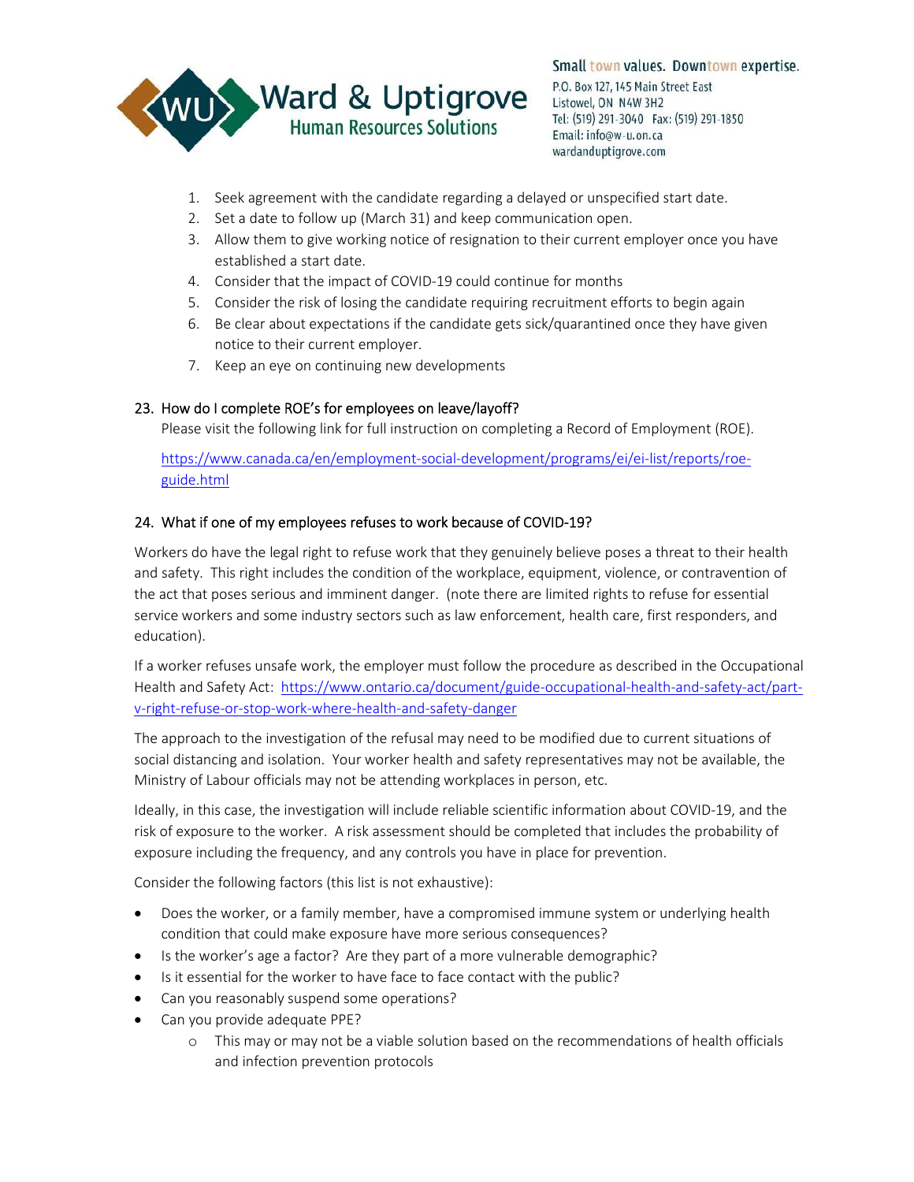1. Seek agreement with the candidate regarding a delayed or unspecified start date.
2. Set a date to follow up (March 31) and keep communication open.
3. Allow them to give working notice of resignation to their current employer once you have established a start date.
4. Consider that the impact of COVID-19 could continue for months
5. Consider the risk of losing the candidate requiring recruitment efforts to begin again
6. Be clear about expectations if the candidate gets sick/quarantined once they have given notice to their current employer.
7. Keep an eye on continuing new developments

### 23. How do I complete ROE's for employees on leave/layoff?

Please visit the following link for full instruction on completing a Record of Employment (ROE).

https://www.canada.ca/en/employment-social-development/programs/ei/ei-list/reports/roe-guide.html

### 24. What if one of my employees refuses to work because of COVID-19?

Workers do have the legal right to refuse work that they genuinely believe poses a threat to their health and safety. This right includes the condition of the workplace, equipment, violence, or contravention of the act that poses serious and imminent danger. (note there are limited rights to refuse for essential service workers and some industry sectors such as law enforcement, health care, first responders, and education).

If a worker refuses unsafe work, the employer must follow the procedure as described in the Occupational Health and Safety Act: https://www.ontario.ca/document/guide-occupational-health-and-safety-act/part-v-right-refuse-or-stop-work-where-health-and-safety-danger

The approach to the investigation of the refusal may need to be modified due to current situations of social distancing and isolation. Your worker health and safety representatives may not be available, the Ministry of Labour officials may not be attending workplaces in person, etc.

Ideally, in this case, the investigation will include reliable scientific information about COVID-19, and the risk of exposure to the worker. A risk assessment should be completed that includes the probability of exposure including the frequency, and any controls you have in place for prevention.

Consider the following factors (this list is not exhaustive):

- Does the worker, or a family member, have a compromised immune system or underlying health condition that could make exposure have more serious consequences?
- Is the worker's age a factor? Are they part of a more vulnerable demographic?
- Is it essential for the worker to have face to face contact with the public?
- Can you reasonably suspend some operations?
- Can you provide adequate PPE?
  - This may or may not be a viable solution based on the recommendations of health officials and infection prevention protocols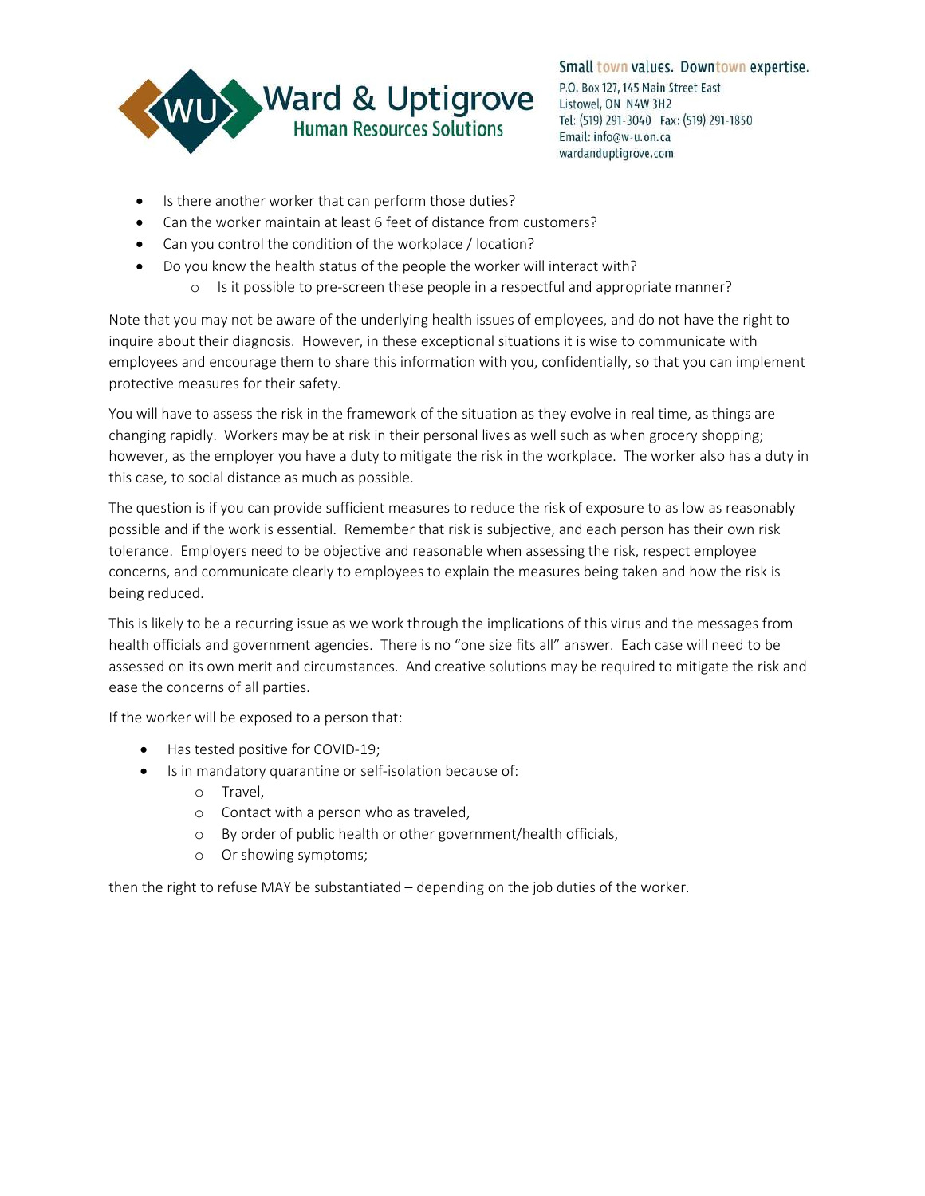- Is there another worker that can perform those duties?
- Can the worker maintain at least 6 feet of distance from customers?
- Can you control the condition of the workplace / location?
- Do you know the health status of the people the worker will interact with?
  - Is it possible to pre-screen these people in a respectful and appropriate manner?

Note that you may not be aware of the underlying health issues of employees, and do not have the right to inquire about their diagnosis. However, in these exceptional situations it is wise to communicate with employees and encourage them to share this information with you, confidentially, so that you can implement protective measures for their safety.

You will have to assess the risk in the framework of the situation as they evolve in real time, as things are changing rapidly. Workers may be at risk in their personal lives as well such as when grocery shopping; however, as the employer you have a duty to mitigate the risk in the workplace. The worker also has a duty in this case, to social distance as much as possible.

The question is if you can provide sufficient measures to reduce the risk of exposure to as low as reasonably possible and if the work is essential. Remember that risk is subjective, and each person has their own risk tolerance. Employers need to be objective and reasonable when assessing the risk, respect employee concerns, and communicate clearly to employees to explain the measures being taken and how the risk is being reduced.

This is likely to be a recurring issue as we work through the implications of this virus and the messages from health officials and government agencies. There is no "one size fits all" answer. Each case will need to be assessed on its own merit and circumstances. And creative solutions may be required to mitigate the risk and ease the concerns of all parties.

If the worker will be exposed to a person that:

- Has tested positive for COVID-19;
- Is in mandatory quarantine or self-isolation because of:
  - Travel,
  - Contact with a person who as traveled,
  - By order of public health or other government/health officials,
  - Or showing symptoms;

then the right to refuse MAY be substantiated – depending on the job duties of the worker.